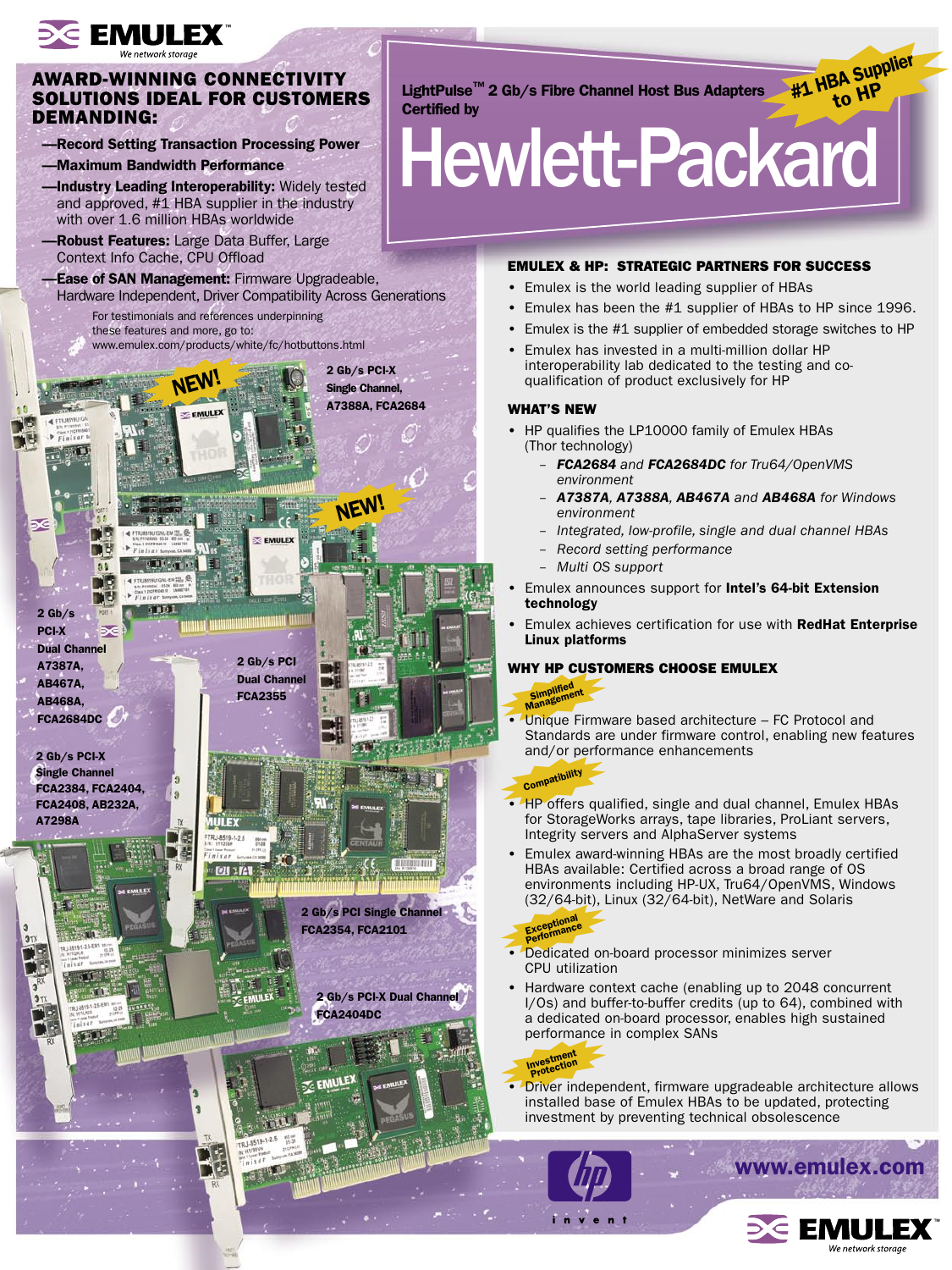EMULEX
*We network storage*

## AWARD-WINNING CONNECTIVITY SOLUTIONS IDEAL FOR CUSTOMERS DEMANDING:

- —**Record Setting Transaction Processing Power**
- —**Maximum Bandwidth Performance**
- —**Industry Leading Interoperability:** Widely tested and approved, #1 HBA supplier in the industry with over 1.6 million HBAs worldwide
- —**Robust Features:** Large Data Buffer, Large Context Info Cache, CPU Offload
- —**Ease of SAN Management:** Firmware Upgradeable, Hardware Independent, Driver Compatibility Across Generations

For testimonials and references underpinning these features and more, go to: www.emulex.com/products/white/fc/hotbuttons.html

**LightPulse™ 2 Gb/s Fibre Channel Host Bus Adapters Certified by**

# Hewlett-Packard

**#1 HBA Supplier to HP**

**NEW!** 2 Gb/s PCI-X Single Channel, A7388A, FCA2684

**NEW!** 2 Gb/s PCI-X Dual Channel A7387A, AB467A, AB468A, FCA2684DC

2 Gb/s PCI Dual Channel FCA2355

2 Gb/s PCI-X Single Channel FCA2384, FCA2404, FCA2408, AB232A, A7298A

2 Gb/s PCI Single Channel FCA2354, FCA2101

2 Gb/s PCI-X Dual Channel FCA2404DC

### EMULEX & HP: STRATEGIC PARTNERS FOR SUCCESS

- Emulex is the world leading supplier of HBAs
- Emulex has been the #1 supplier of HBAs to HP since 1996.
- Emulex is the #1 supplier of embedded storage switches to HP
- Emulex has invested in a multi-million dollar HP interoperability lab dedicated to the testing and co-qualification of product exclusively for HP

### WHAT'S NEW

- HP qualifies the LP10000 family of Emulex HBAs (Thor technology)
  - *__FCA2684__ and __FCA2684DC__ for Tru64/OpenVMS environment*
  - *__A7387A__, __A7388A__, __AB467A__ and __AB468A__ for Windows environment*
  - *Integrated, low-profile, single and dual channel HBAs*
  - *Record setting performance*
  - *Multi OS support*
- Emulex announces support for **Intel's 64-bit Extension technology**
- Emulex achieves certification for use with **RedHat Enterprise Linux platforms**

### WHY HP CUSTOMERS CHOOSE EMULEX

**Simplified Management**

- Unique Firmware based architecture – FC Protocol and Standards are under firmware control, enabling new features and/or performance enhancements

**Compatibility**

- HP offers qualified, single and dual channel, Emulex HBAs for StorageWorks arrays, tape libraries, ProLiant servers, Integrity servers and AlphaServer systems
- Emulex award-winning HBAs are the most broadly certified HBAs available: Certified across a broad range of OS environments including HP-UX, Tru64/OpenVMS, Windows (32/64-bit), Linux (32/64-bit), NetWare and Solaris

**Exceptional Performance**

- Dedicated on-board processor minimizes server CPU utilization
- Hardware context cache (enabling up to 2048 concurrent I/Os) and buffer-to-buffer credits (up to 64), combined with a dedicated on-board processor, enables high sustained performance in complex SANs

**Investment Protection**

- Driver independent, firmware upgradeable architecture allows installed base of Emulex HBAs to be updated, protecting investment by preventing technical obsolescence

hp invent

**www.emulex.com**

EMULEX
*We network storage*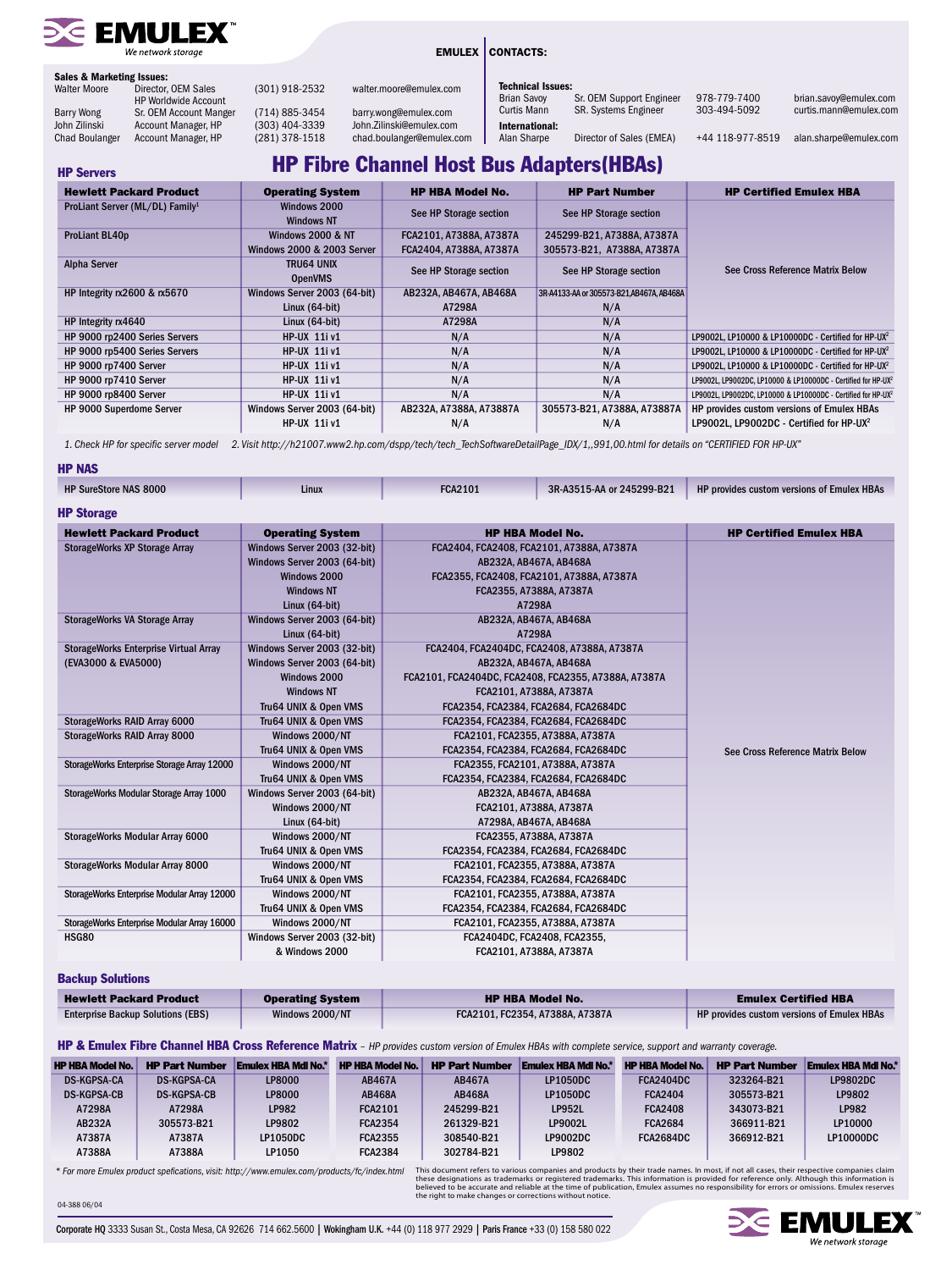EMULEX
*We network storage*

**EMULEX | CONTACTS:**

**Sales & Marketing Issues:**

| | | | |
|---|---|---|---|
| Walter Moore | Director, OEM Sales HP Worldwide Account | (301) 918-2532 | walter.moore@emulex.com |
| Barry Wong | Sr. OEM Account Manger | (714) 885-3454 | barry.wong@emulex.com |
| John Zilinski | Account Manager, HP | (303) 404-3339 | John.Zilinski@emulex.com |
| Chad Boulanger | Account Manager, HP | (281) 378-1518 | chad.boulanger@emulex.com |

**Technical Issues:**

| | | | |
|---|---|---|---|
| Brian Savoy | Sr. OEM Support Engineer | 978-779-7400 | brian.savoy@emulex.com |
| Curtis Mann | SR. Systems Engineer | 303-494-5092 | curtis.mann@emulex.com |

**International:**

| | | | |
|---|---|---|---|
| Alan Sharpe | Director of Sales (EMEA) | +44 118-977-8519 | alan.sharpe@emulex.com |

# HP Fibre Channel Host Bus Adapters(HBAs)

## HP Servers

| Hewlett Packard Product | Operating System | HP HBA Model No. | HP Part Number | HP Certified Emulex HBA |
|---|---|---|---|---|
| ProLiant Server (ML/DL) Family[1] | Windows 2000<br>Windows NT | See HP Storage section | See HP Storage section | See Cross Reference Matrix Below |
| ProLiant BL40p | Windows 2000 & NT<br>Windows 2000 & 2003 Server | FCA2101, A7388A, A7387A<br>FCA2404, A7388A, A7387A | 245299-B21, A7388A, A7387A<br>305573-B21, A7388A, A7387A | |
| Alpha Server | TRU64 UNIX<br>OpenVMS | See HP Storage section | See HP Storage section | |
| HP Integrity rx2600 & rx5670 | Windows Server 2003 (64-bit)<br>Linux (64-bit) | AB232A, AB467A, AB468A<br>A7298A | 3R-A4133-AA or 305573-B21,AB467A, AB468A<br>N/A | |
| HP Integrity rx4640 | Linux (64-bit) | A7298A | N/A | |
| HP 9000 rp2400 Series Servers | HP-UX 11i v1 | N/A | N/A | LP9002L, LP10000 & LP10000DC - Certified for HP-UX[2] |
| HP 9000 rp5400 Series Servers | HP-UX 11i v1 | N/A | N/A | LP9002L, LP10000 & LP10000DC - Certified for HP-UX[2] |
| HP 9000 rp7400 Server | HP-UX 11i v1 | N/A | N/A | LP9002L, LP10000 & LP10000DC - Certified for HP-UX[2] |
| HP 9000 rp7410 Server | HP-UX 11i v1 | N/A | N/A | LP9002L, LP9002DC, LP10000 & LP10000DC - Certified for HP-UX[2] |
| HP 9000 rp8400 Server | HP-UX 11i v1 | N/A | N/A | LP9002L, LP9002DC, LP10000 & LP10000DC - Certified for HP-UX[2] |
| HP 9000 Superdome Server | Windows Server 2003 (64-bit)<br>HP-UX 11i v1 | AB232A, A7388A, A73887A<br>N/A | 305573-B21, A7388A, A73887A<br>N/A | HP provides custom versions of Emulex HBAs<br>LP9002L, LP9002DC - Certified for HP-UX[2] |

*1. Check HP for specific server model   2. Visit http://h21007.www2.hp.com/dspp/tech/tech_TechSoftwareDetailPage_IDX/1,,991,00.html for details on "CERTIFIED FOR HP-UX"*

## HP NAS

| | | | | |
|---|---|---|---|---|
| HP SureStore NAS 8000 | Linux | FCA2101 | 3R-A3515-AA or 245299-B21 | HP provides custom versions of Emulex HBAs |

## HP Storage

| Hewlett Packard Product | Operating System | HP HBA Model No. | HP Certified Emulex HBA |
|---|---|---|---|
| StorageWorks XP Storage Array | Windows Server 2003 (32-bit)<br>Windows Server 2003 (64-bit)<br>Windows 2000<br>Windows NT<br>Linux (64-bit) | FCA2404, FCA2408, FCA2101, A7388A, A7387A<br>AB232A, AB467A, AB468A<br>FCA2355, FCA2408, FCA2101, A7388A, A7387A<br>FCA2355, A7388A, A7387A<br>A7298A | See Cross Reference Matrix Below |
| StorageWorks VA Storage Array | Windows Server 2003 (64-bit)<br>Linux (64-bit) | AB232A, AB467A, AB468A<br>A7298A | |
| StorageWorks Enterprise Virtual Array (EVA3000 & EVA5000) | Windows Server 2003 (32-bit)<br>Windows Server 2003 (64-bit)<br>Windows 2000<br>Windows NT<br>Tru64 UNIX & Open VMS | FCA2404, FCA2404DC, FCA2408, A7388A, A7387A<br>AB232A, AB467A, AB468A<br>FCA2101, FCA2404DC, FCA2408, FCA2355, A7388A, A7387A<br>FCA2101, A7388A, A7387A<br>FCA2354, FCA2384, FCA2684, FCA2684DC | |
| StorageWorks RAID Array 6000 | Tru64 UNIX & Open VMS | FCA2354, FCA2384, FCA2684, FCA2684DC | |
| StorageWorks RAID Array 8000 | Windows 2000/NT<br>Tru64 UNIX & Open VMS | FCA2101, FCA2355, A7388A, A7387A<br>FCA2354, FCA2384, FCA2684, FCA2684DC | |
| StorageWorks Enterprise Storage Array 12000 | Windows 2000/NT<br>Tru64 UNIX & Open VMS | FCA2355, FCA2101, A7388A, A7387A<br>FCA2354, FCA2384, FCA2684, FCA2684DC | |
| StorageWorks Modular Storage Array 1000 | Windows Server 2003 (64-bit)<br>Windows 2000/NT<br>Linux (64-bit) | AB232A, AB467A, AB468A<br>FCA2101, A7388A, A7387A<br>A7298A, AB467A, AB468A | |
| StorageWorks Modular Array 6000 | Windows 2000/NT<br>Tru64 UNIX & Open VMS | FCA2355, A7388A, A7387A<br>FCA2354, FCA2384, FCA2684, FCA2684DC | |
| StorageWorks Modular Array 8000 | Windows 2000/NT<br>Tru64 UNIX & Open VMS | FCA2101, FCA2355, A7388A, A7387A<br>FCA2354, FCA2384, FCA2684, FCA2684DC | |
| StorageWorks Enterprise Modular Array 12000 | Windows 2000/NT<br>Tru64 UNIX & Open VMS | FCA2101, FCA2355, A7388A, A7387A<br>FCA2354, FCA2384, FCA2684, FCA2684DC | |
| StorageWorks Enterprise Modular Array 16000 | Windows 2000/NT | FCA2101, FCA2355, A7388A, A7387A | |
| HSG80 | Windows Server 2003 (32-bit)<br>& Windows 2000 | FCA2404DC, FCA2408, FCA2355,<br>FCA2101, A7388A, A7387A | |

## Backup Solutions

| Hewlett Packard Product | Operating System | HP HBA Model No. | Emulex Certified HBA |
|---|---|---|---|
| Enterprise Backup Solutions (EBS) | Windows 2000/NT | FCA2101, FC2354, A7388A, A7387A | HP provides custom versions of Emulex HBAs |

## HP & Emulex Fibre Channel HBA Cross Reference Matrix

*– HP provides custom version of Emulex HBAs with complete service, support and warranty coverage.*

| HP HBA Model No. | HP Part Number | Emulex HBA Mdl No.* | HP HBA Model No. | HP Part Number | Emulex HBA Mdl No.* | HP HBA Model No. | HP Part Number | Emulex HBA Mdl No.* |
|---|---|---|---|---|---|---|---|---|
| DS-KGPSA-CA | DS-KGPSA-CA | LP8000 | AB467A | AB467A | LP1050DC | FCA2404DC | 323264-B21 | LP9802DC |
| DS-KGPSA-CB | DS-KGPSA-CB | LP8000 | AB468A | AB468A | LP1050DC | FCA2404 | 305573-B21 | LP9802 |
| A7298A | A7298A | LP982 | FCA2101 | 245299-B21 | LP952L | FCA2408 | 343073-B21 | LP982 |
| AB232A | 305573-B21 | LP9802 | FCA2354 | 261329-B21 | LP9002L | FCA2684 | 366911-B21 | LP10000 |
| A7387A | A7387A | LP1050DC | FCA2355 | 308540-B21 | LP9002DC | FCA2684DC | 366912-B21 | LP10000DC |
| A7388A | A7388A | LP1050 | FCA2384 | 302784-B21 | LP9802 | | | |

*\* For more Emulex product spefications, visit: http://www.emulex.com/products/fc/index.html*

This document refers to various companies and products by their trade names. In most, if not all cases, their respective companies claim these designations as trademarks or registered trademarks. This information is provided for reference only. Although this information is believed to be accurate and reliable at the time of publication, Emulex assumes no responsibility for errors or omissions. Emulex reserves the right to make changes or corrections without notice.

04-388 06/04

**Corporate HQ** 3333 Susan St., Costa Mesa, CA 92626 714 662.5600 | **Wokingham U.K.** +44 (0) 118 977 2929 | **Paris France** +33 (0) 158 580 022

EMULEX
*We network storage*